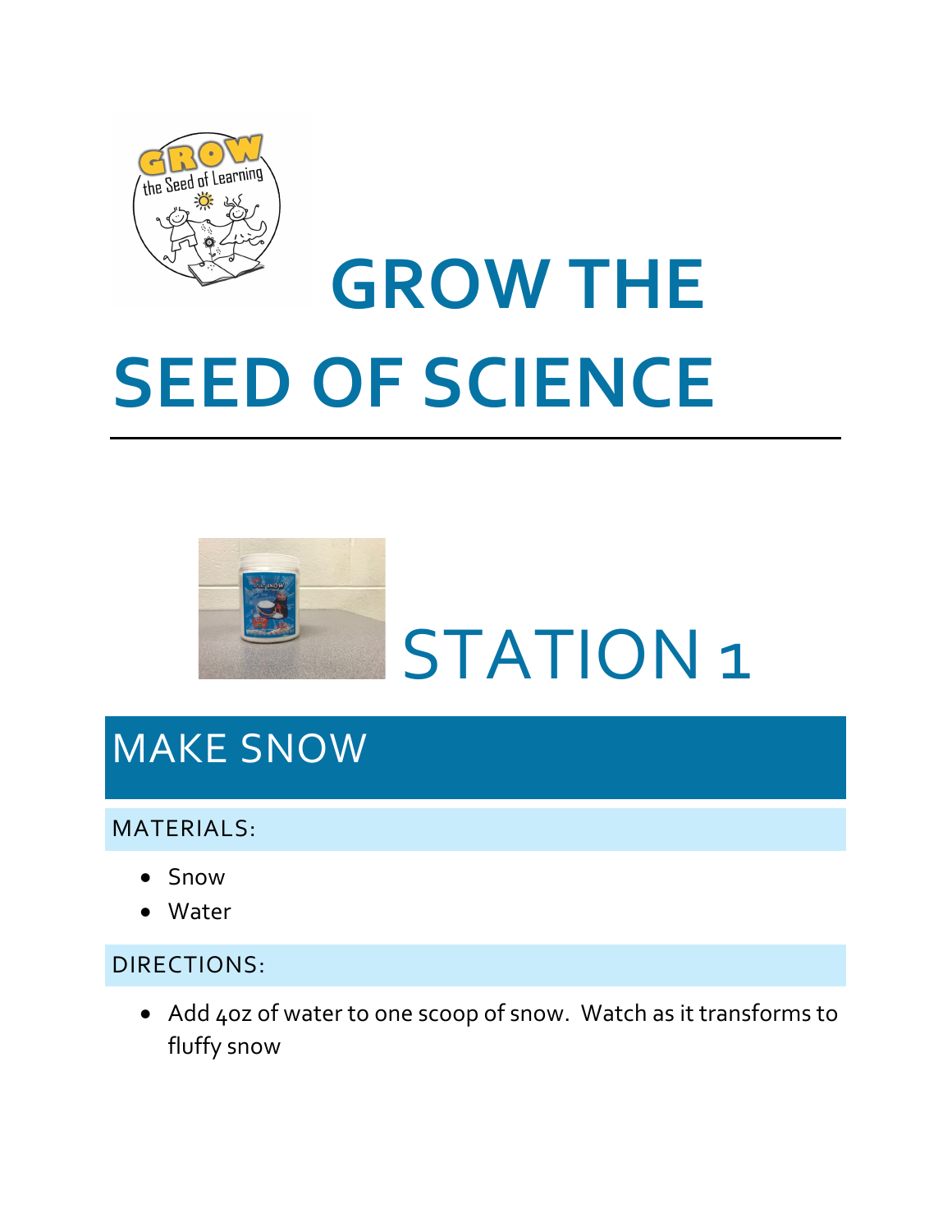# GROW THE SEED OF SCIENCE

## STATION 1

## MAKE SNOW

### MATERIALS:

- Snow
- Water

### DIRECTIONS:

- Add 4oz of water to one scoop of snow. Watch as it transforms to fluffy snow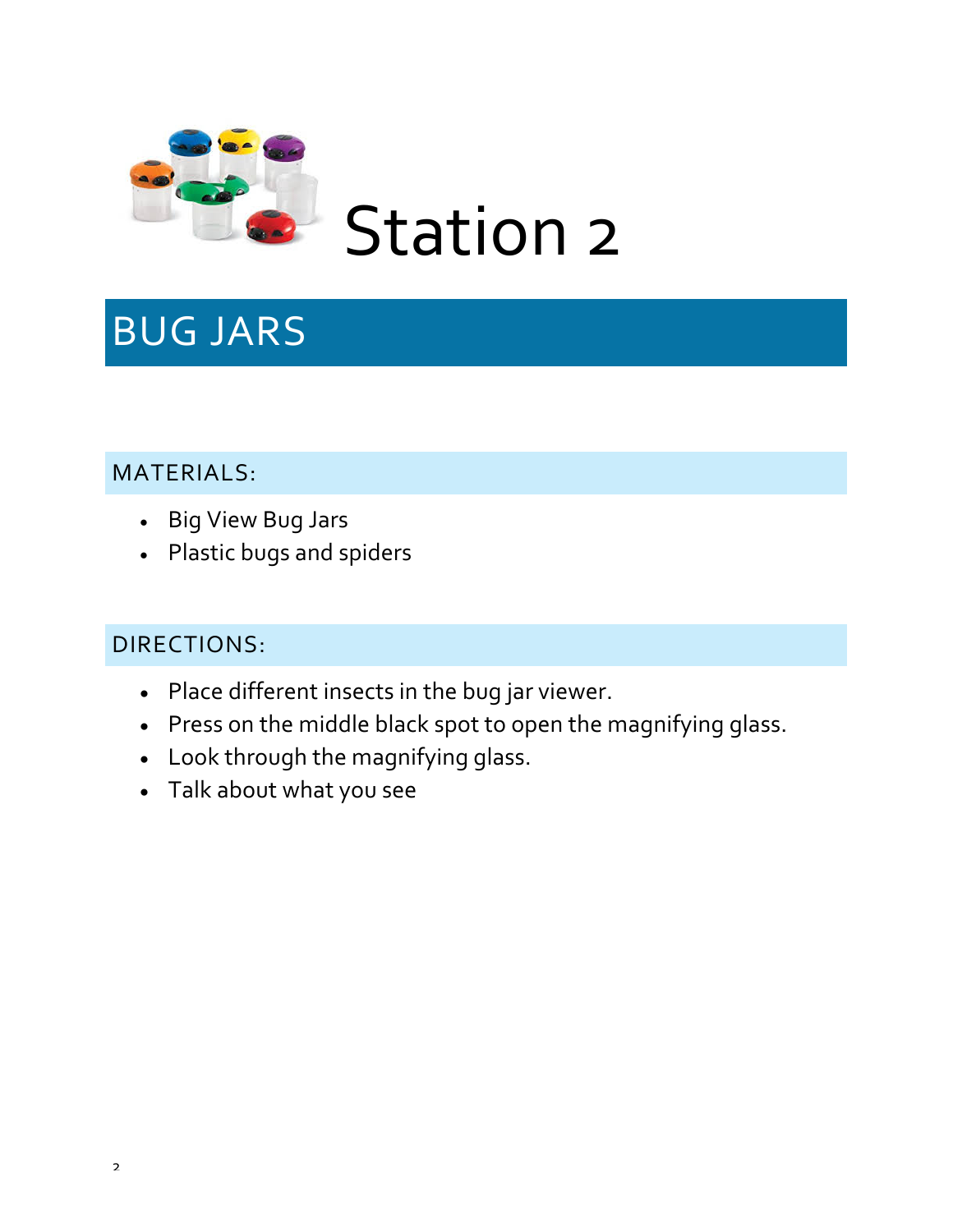# Station 2

## BUG JARS

### MATERIALS:

- Big View Bug Jars
- Plastic bugs and spiders

### DIRECTIONS:

- Place different insects in the bug jar viewer.
- Press on the middle black spot to open the magnifying glass.
- Look through the magnifying glass.
- Talk about what you see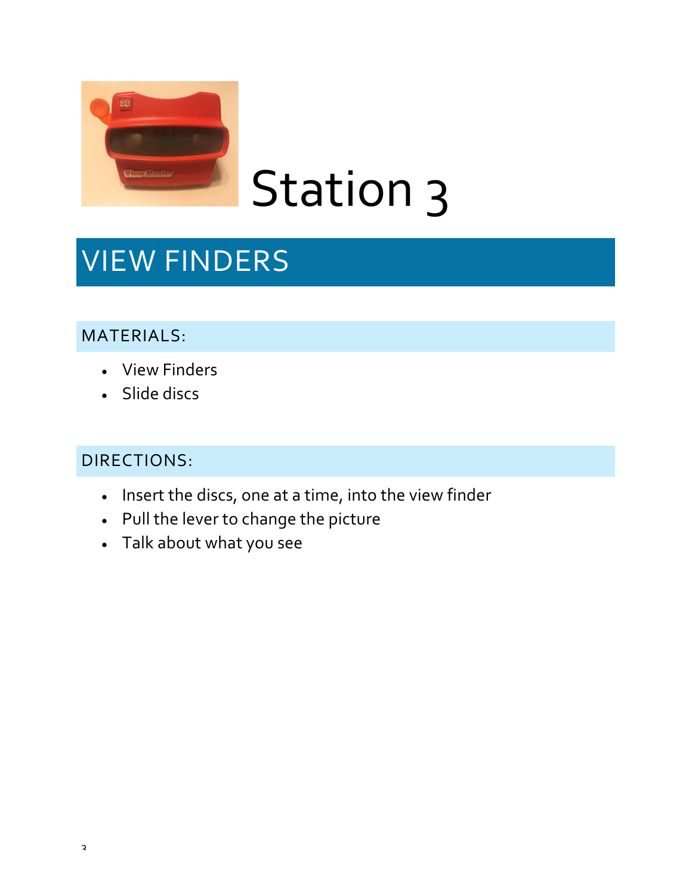# Station 3

## VIEW FINDERS

### MATERIALS:

- View Finders
- Slide discs

### DIRECTIONS:

- Insert the discs, one at a time, into the view finder
- Pull the lever to change the picture
- Talk about what you see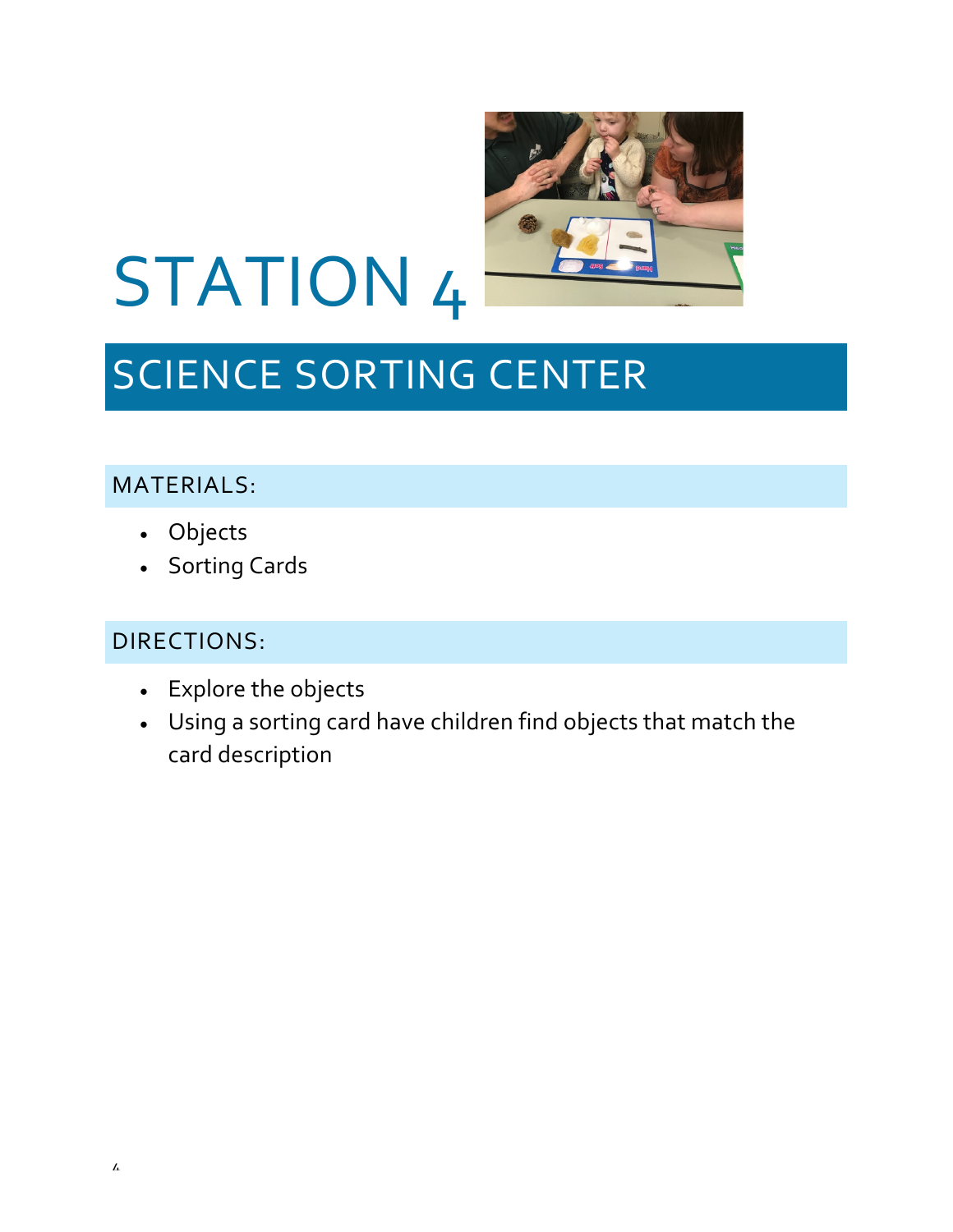# STATION 4

## SCIENCE SORTING CENTER

### MATERIALS:

- Objects
- Sorting Cards

### DIRECTIONS:

- Explore the objects
- Using a sorting card have children find objects that match the card description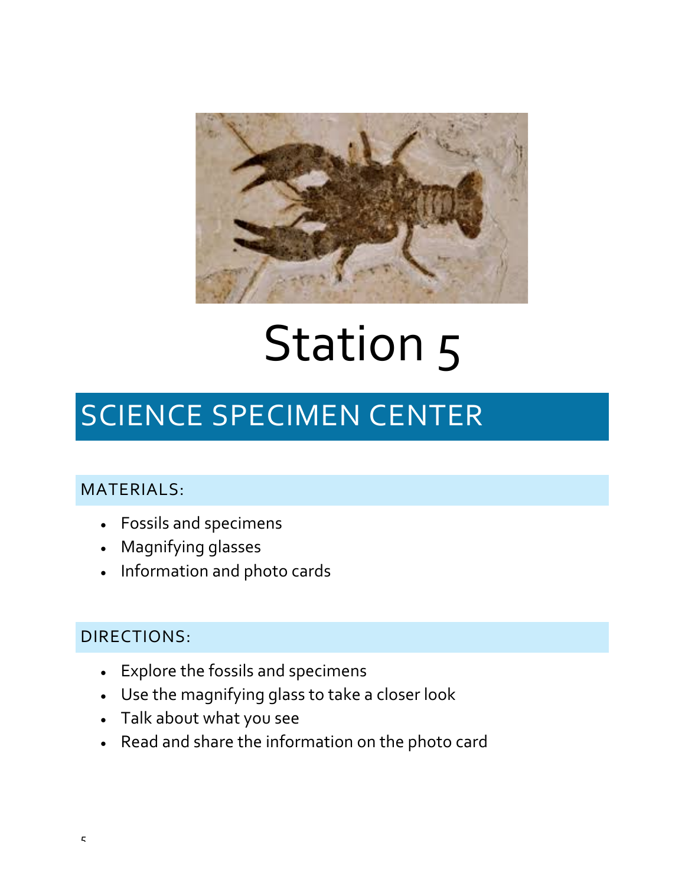# Station 5

## SCIENCE SPECIMEN CENTER

### MATERIALS:

- Fossils and specimens
- Magnifying glasses
- Information and photo cards

### DIRECTIONS:

- Explore the fossils and specimens
- Use the magnifying glass to take a closer look
- Talk about what you see
- Read and share the information on the photo card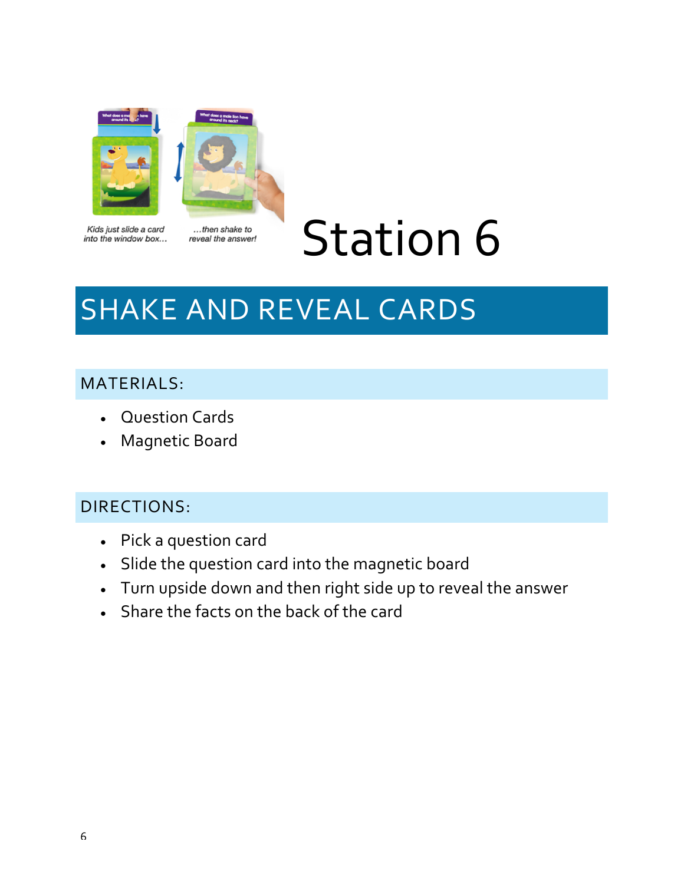Kids just slide a card into the window box…

…then shake to reveal the answer!

# Station 6

## SHAKE AND REVEAL CARDS

### MATERIALS:

- Question Cards
- Magnetic Board

### DIRECTIONS:

- Pick a question card
- Slide the question card into the magnetic board
- Turn upside down and then right side up to reveal the answer
- Share the facts on the back of the card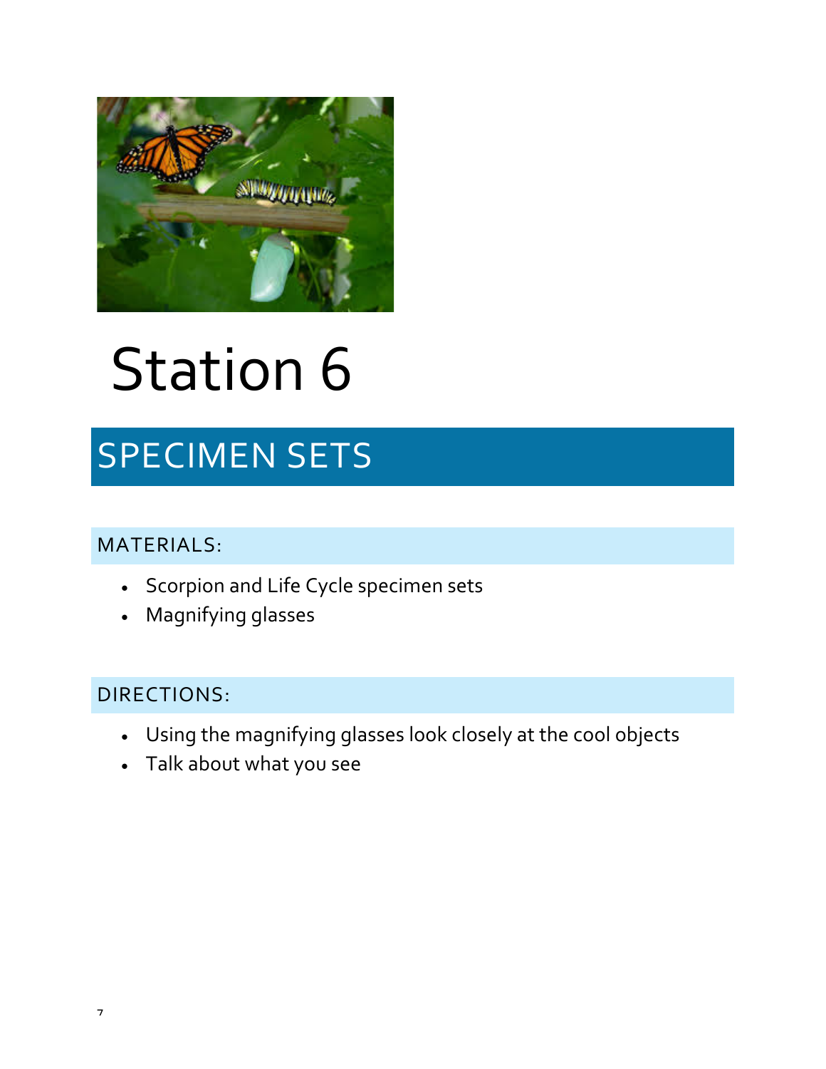# Station 6

## SPECIMEN SETS

### MATERIALS:

- Scorpion and Life Cycle specimen sets
- Magnifying glasses

### DIRECTIONS:

- Using the magnifying glasses look closely at the cool objects
- Talk about what you see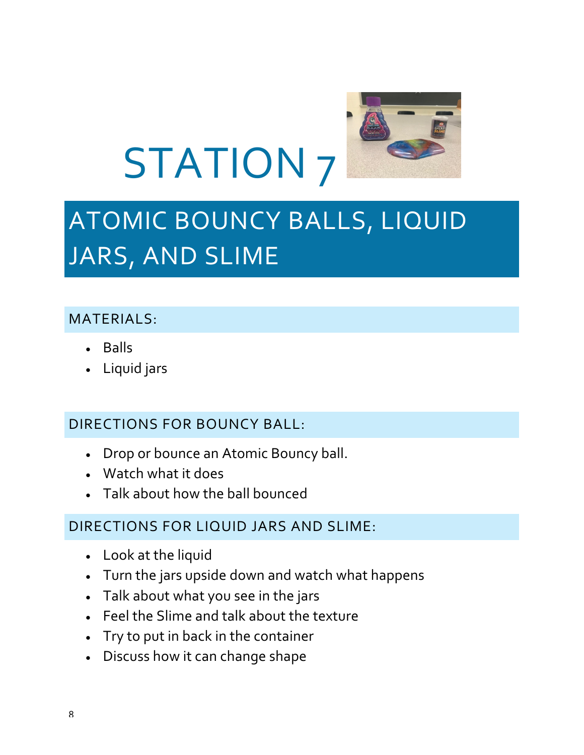# STATION 7

## ATOMIC BOUNCY BALLS, LIQUID JARS, AND SLIME

### MATERIALS:

- Balls
- Liquid jars

### DIRECTIONS FOR BOUNCY BALL:

- Drop or bounce an Atomic Bouncy ball.
- Watch what it does
- Talk about how the ball bounced

### DIRECTIONS FOR LIQUID JARS AND SLIME:

- Look at the liquid
- Turn the jars upside down and watch what happens
- Talk about what you see in the jars
- Feel the Slime and talk about the texture
- Try to put in back in the container
- Discuss how it can change shape